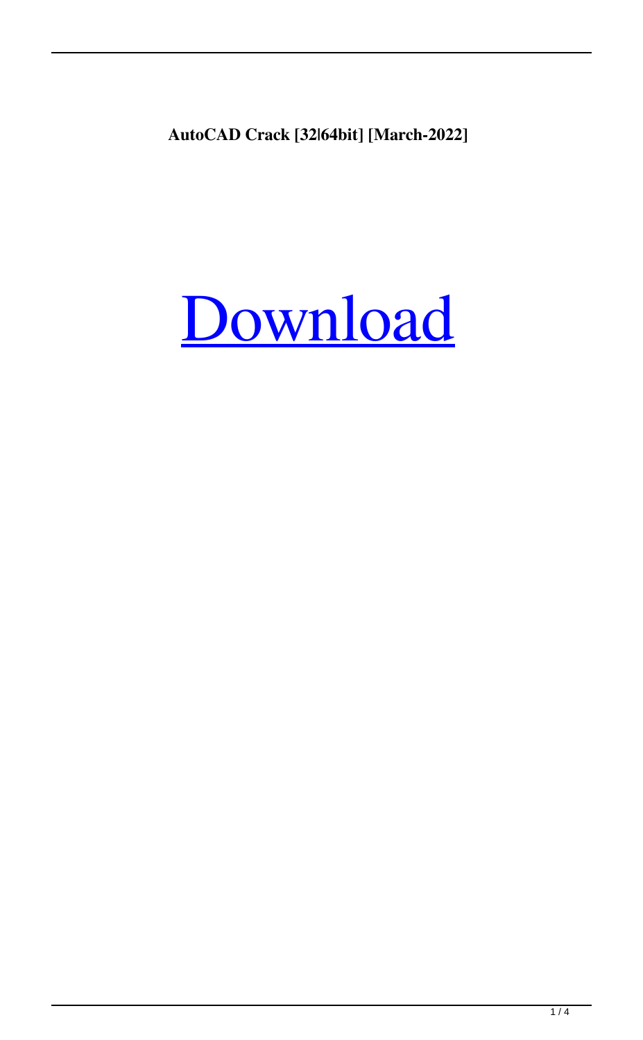**AutoCAD Crack [32|64bit] [March-2022]**

# Download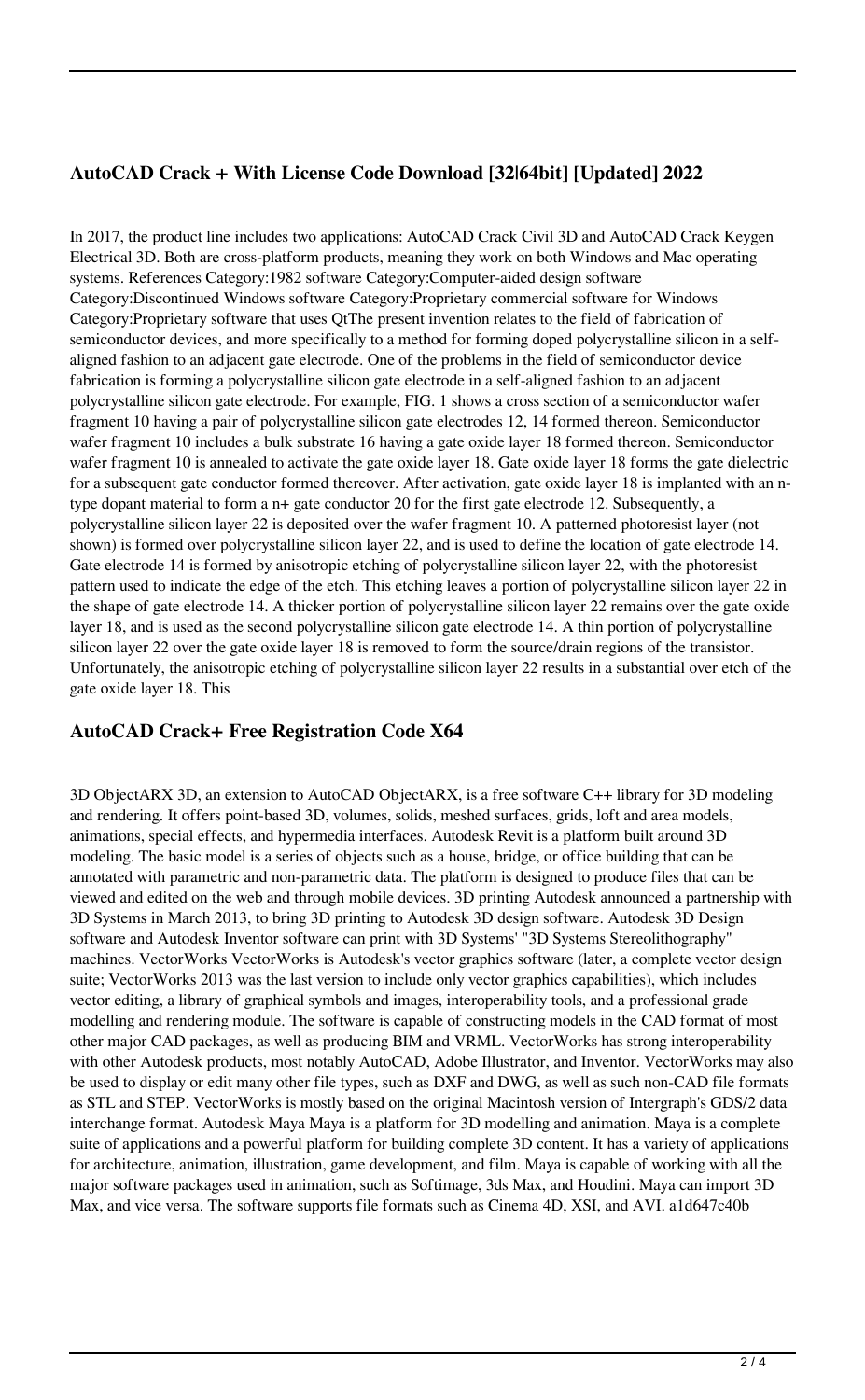## AutoCAD Crack + With License Code Download [32|64bit] [Updated] 2022

In 2017, the product line includes two applications: AutoCAD Crack Civil 3D and AutoCAD Crack Keygen Electrical 3D. Both are cross-platform products, meaning they work on both Windows and Mac operating systems. References Category:1982 software Category:Computer-aided design software Category:Discontinued Windows software Category:Proprietary commercial software for Windows Category:Proprietary software that uses QtThe present invention relates to the field of fabrication of semiconductor devices, and more specifically to a method for forming doped polycrystalline silicon in a self-aligned fashion to an adjacent gate electrode. One of the problems in the field of semiconductor device fabrication is forming a polycrystalline silicon gate electrode in a self-aligned fashion to an adjacent polycrystalline silicon gate electrode. For example, FIG. 1 shows a cross section of a semiconductor wafer fragment 10 having a pair of polycrystalline silicon gate electrodes 12, 14 formed thereon. Semiconductor wafer fragment 10 includes a bulk substrate 16 having a gate oxide layer 18 formed thereon. Semiconductor wafer fragment 10 is annealed to activate the gate oxide layer 18. Gate oxide layer 18 forms the gate dielectric for a subsequent gate conductor formed thereover. After activation, gate oxide layer 18 is implanted with an n-type dopant material to form a n+ gate conductor 20 for the first gate electrode 12. Subsequently, a polycrystalline silicon layer 22 is deposited over the wafer fragment 10. A patterned photoresist layer (not shown) is formed over polycrystalline silicon layer 22, and is used to define the location of gate electrode 14. Gate electrode 14 is formed by anisotropic etching of polycrystalline silicon layer 22, with the photoresist pattern used to indicate the edge of the etch. This etching leaves a portion of polycrystalline silicon layer 22 in the shape of gate electrode 14. A thicker portion of polycrystalline silicon layer 22 remains over the gate oxide layer 18, and is used as the second polycrystalline silicon gate electrode 14. A thin portion of polycrystalline silicon layer 22 over the gate oxide layer 18 is removed to form the source/drain regions of the transistor. Unfortunately, the anisotropic etching of polycrystalline silicon layer 22 results in a substantial over etch of the gate oxide layer 18. This

## AutoCAD Crack+ Free Registration Code X64

3D ObjectARX 3D, an extension to AutoCAD ObjectARX, is a free software C++ library for 3D modeling and rendering. It offers point-based 3D, volumes, solids, meshed surfaces, grids, loft and area models, animations, special effects, and hypermedia interfaces. Autodesk Revit is a platform built around 3D modeling. The basic model is a series of objects such as a house, bridge, or office building that can be annotated with parametric and non-parametric data. The platform is designed to produce files that can be viewed and edited on the web and through mobile devices. 3D printing Autodesk announced a partnership with 3D Systems in March 2013, to bring 3D printing to Autodesk 3D design software. Autodesk 3D Design software and Autodesk Inventor software can print with 3D Systems' "3D Systems Stereolithography" machines. VectorWorks VectorWorks is Autodesk's vector graphics software (later, a complete vector design suite; VectorWorks 2013 was the last version to include only vector graphics capabilities), which includes vector editing, a library of graphical symbols and images, interoperability tools, and a professional grade modelling and rendering module. The software is capable of constructing models in the CAD format of most other major CAD packages, as well as producing BIM and VRML. VectorWorks has strong interoperability with other Autodesk products, most notably AutoCAD, Adobe Illustrator, and Inventor. VectorWorks may also be used to display or edit many other file types, such as DXF and DWG, as well as such non-CAD file formats as STL and STEP. VectorWorks is mostly based on the original Macintosh version of Intergraph's GDS/2 data interchange format. Autodesk Maya Maya is a platform for 3D modelling and animation. Maya is a complete suite of applications and a powerful platform for building complete 3D content. It has a variety of applications for architecture, animation, illustration, game development, and film. Maya is capable of working with all the major software packages used in animation, such as Softimage, 3ds Max, and Houdini. Maya can import 3D Max, and vice versa. The software supports file formats such as Cinema 4D, XSI, and AVI. a1d647c40b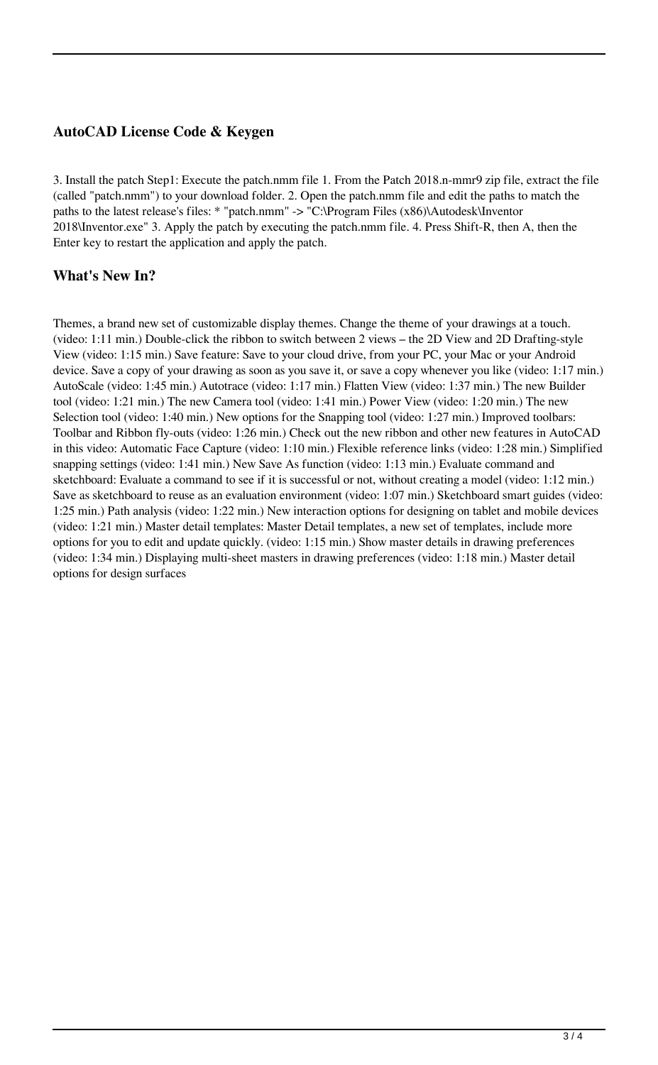### AutoCAD License Code & Keygen

3. Install the patch Step1: Execute the patch.nmm file 1. From the Patch 2018.n-mmr9 zip file, extract the file (called "patch.nmm") to your download folder. 2. Open the patch.nmm file and edit the paths to match the paths to the latest release's files: * "patch.nmm" -> "C:\Program Files (x86)\Autodesk\Inventor 2018\Inventor.exe" 3. Apply the patch by executing the patch.nmm file. 4. Press Shift-R, then A, then the Enter key to restart the application and apply the patch.

### What's New In?

Themes, a brand new set of customizable display themes. Change the theme of your drawings at a touch. (video: 1:11 min.) Double-click the ribbon to switch between 2 views – the 2D View and 2D Drafting-style View (video: 1:15 min.) Save feature: Save to your cloud drive, from your PC, your Mac or your Android device. Save a copy of your drawing as soon as you save it, or save a copy whenever you like (video: 1:17 min.) AutoScale (video: 1:45 min.) Autotrace (video: 1:17 min.) Flatten View (video: 1:37 min.) The new Builder tool (video: 1:21 min.) The new Camera tool (video: 1:41 min.) Power View (video: 1:20 min.) The new Selection tool (video: 1:40 min.) New options for the Snapping tool (video: 1:27 min.) Improved toolbars: Toolbar and Ribbon fly-outs (video: 1:26 min.) Check out the new ribbon and other new features in AutoCAD in this video: Automatic Face Capture (video: 1:10 min.) Flexible reference links (video: 1:28 min.) Simplified snapping settings (video: 1:41 min.) New Save As function (video: 1:13 min.) Evaluate command and sketchboard: Evaluate a command to see if it is successful or not, without creating a model (video: 1:12 min.) Save as sketchboard to reuse as an evaluation environment (video: 1:07 min.) Sketchboard smart guides (video: 1:25 min.) Path analysis (video: 1:22 min.) New interaction options for designing on tablet and mobile devices (video: 1:21 min.) Master detail templates: Master Detail templates, a new set of templates, include more options for you to edit and update quickly. (video: 1:15 min.) Show master details in drawing preferences (video: 1:34 min.) Displaying multi-sheet masters in drawing preferences (video: 1:18 min.) Master detail options for design surfaces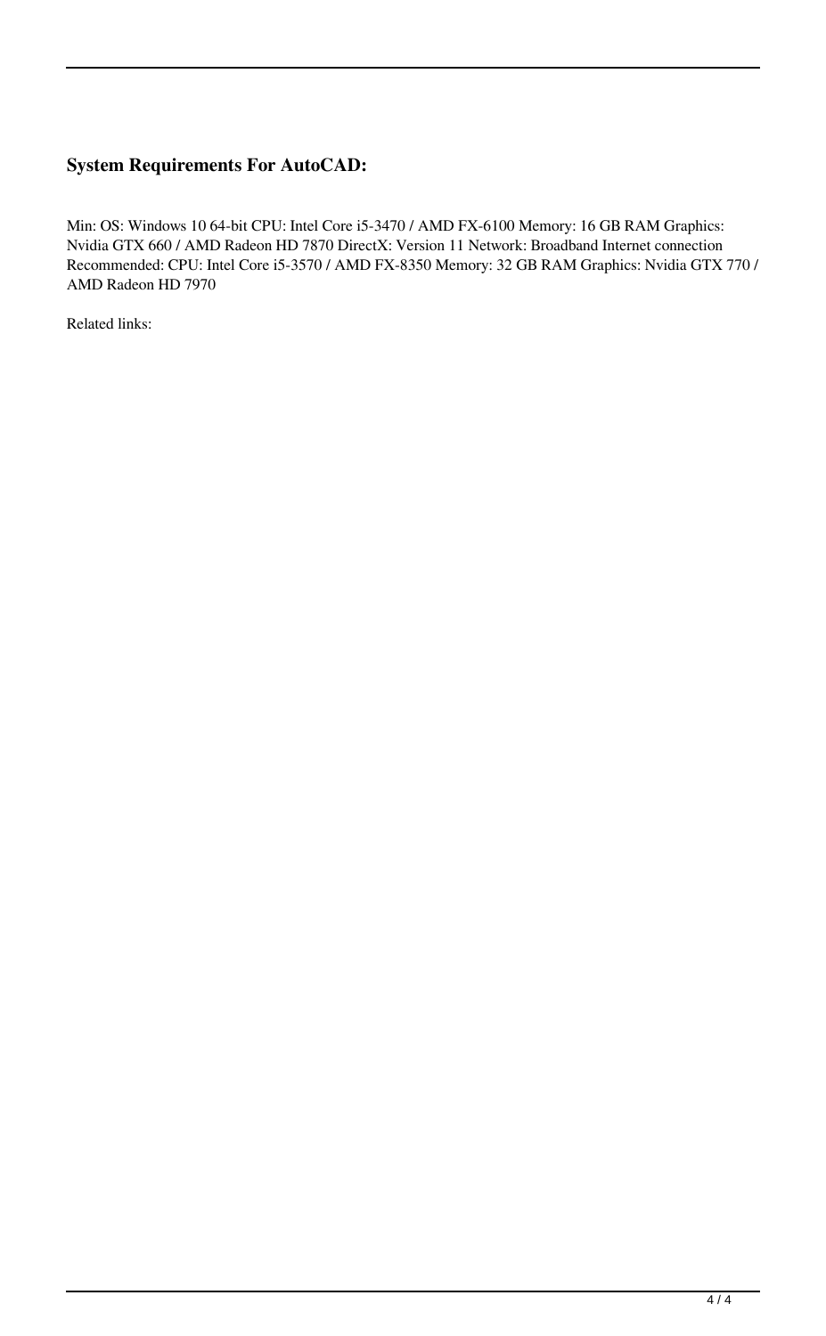### System Requirements For AutoCAD:

Min: OS: Windows 10 64-bit CPU: Intel Core i5-3470 / AMD FX-6100 Memory: 16 GB RAM Graphics: Nvidia GTX 660 / AMD Radeon HD 7870 DirectX: Version 11 Network: Broadband Internet connection Recommended: CPU: Intel Core i5-3570 / AMD FX-8350 Memory: 32 GB RAM Graphics: Nvidia GTX 770 / AMD Radeon HD 7970

Related links: